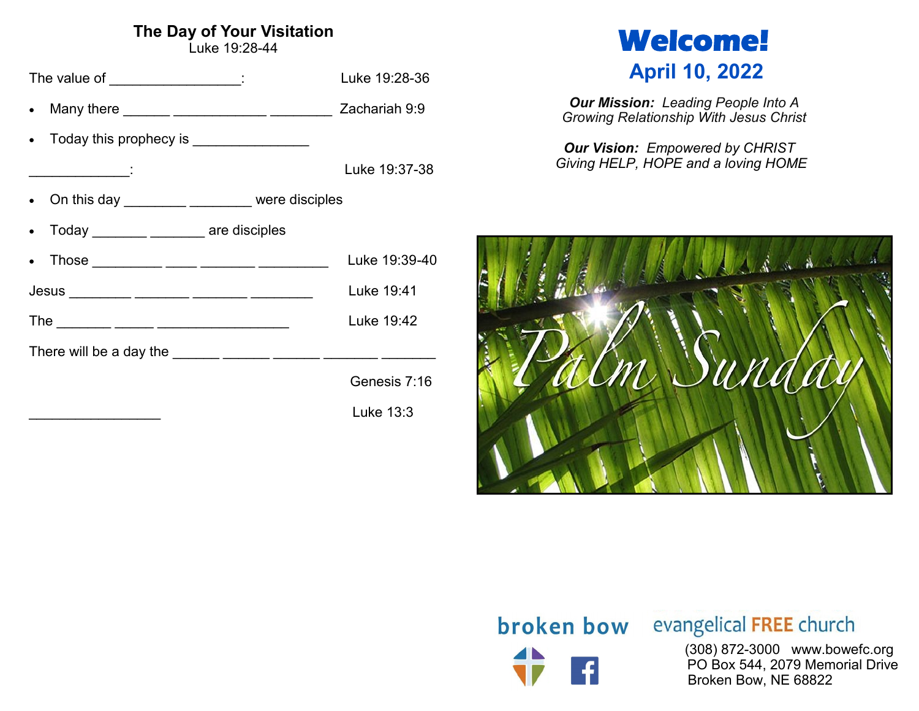## The Day of Your Visitation

Luke 19:28-44

The value of _________________: Luke 19:28-36

- Many there ______ ____________ ________ Zachariah 9:9
- Today this prophecy is _______________

_____________: Luke 19:37-38

- On this day ________ ________ were disciples
- Today _______ _______ are disciples
- Those _________ ____ _______ _________ Luke 19:39-40

Jesus ________ _______ _______ ________ Luke 19:41

The _______ _____ _________________ Luke 19:42

There will be a day the ______ ______ ______ _______ _______

Genesis 7:16

_________________ Luke 13:3

# Welcome!

## April 10, 2022

***Our Mission:*** *Leading People Into A Growing Relationship With Jesus Christ*

***Our Vision:*** *Empowered by CHRIST Giving HELP, HOPE and a loving HOME*

Palm Sunday

broken bow evangelical FREE church

(308) 872-3000 www.bowefc.org
PO Box 544, 2079 Memorial Drive
Broken Bow, NE 68822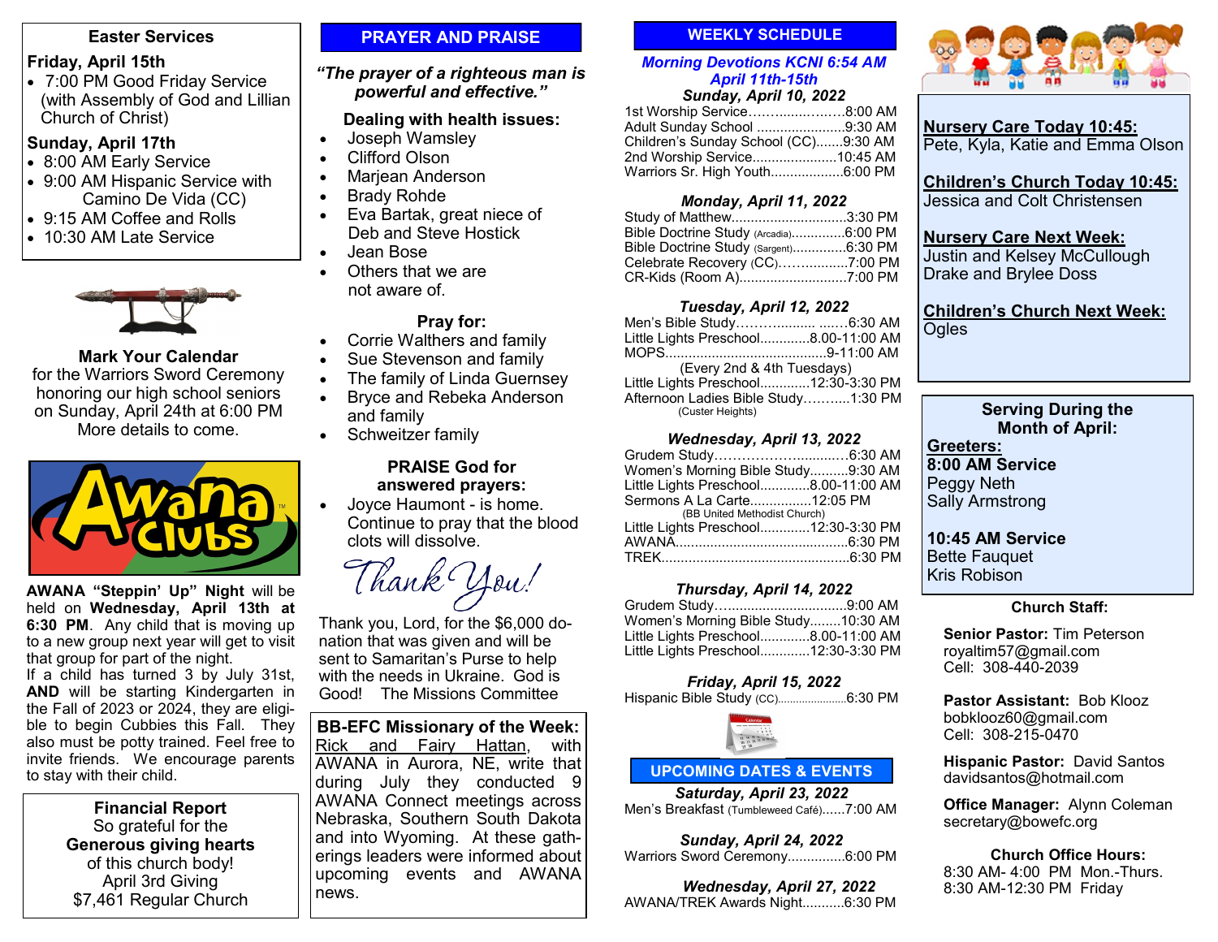## Easter Services

**Friday, April 15th**

- 7:00 PM Good Friday Service (with Assembly of God and Lillian Church of Christ)

**Sunday, April 17th**

- 8:00 AM Early Service
- 9:00 AM Hispanic Service with Camino De Vida (CC)
- 9:15 AM Coffee and Rolls
- 10:30 AM Late Service

**Mark Your Calendar**
for the Warriors Sword Ceremony honoring our high school seniors on Sunday, April 24th at 6:00 PM
More details to come.

**AWANA "Steppin' Up" Night** will be held on **Wednesday, April 13th at 6:30 PM**. Any child that is moving up to a new group next year will get to visit that group for part of the night.
If a child has turned 3 by July 31st, **AND** will be starting Kindergarten in the Fall of 2023 or 2024, they are eligible to begin Cubbies this Fall. They also must be potty trained. Feel free to invite friends. We encourage parents to stay with their child.

**Financial Report**
So grateful for the
**Generous giving hearts**
of this church body!
April 3rd Giving
$7,461 Regular Church

## PRAYER AND PRAISE

***"The prayer of a righteous man is powerful and effective."***

**Dealing with health issues:**

- Joseph Wamsley
- Clifford Olson
- Marjean Anderson
- Brady Rohde
- Eva Bartak, great niece of Deb and Steve Hostick
- Jean Bose
- Others that we are not aware of.

**Pray for:**

- Corrie Walthers and family
- Sue Stevenson and family
- The family of Linda Guernsey
- Bryce and Rebeka Anderson and family
- Schweitzer family

**PRAISE God for answered prayers:**

- Joyce Haumont - is home. Continue to pray that the blood clots will dissolve.

*Thank You!*

Thank you, Lord, for the $6,000 donation that was given and will be sent to Samaritan's Purse to help with the needs in Ukraine. God is Good! The Missions Committee

**BB-EFC Missionary of the Week:** Rick and Fairy Hattan, with AWANA in Aurora, NE, write that during July they conducted 9 AWANA Connect meetings across Nebraska, Southern South Dakota and into Wyoming. At these gatherings leaders were informed about upcoming events and AWANA news.

## WEEKLY SCHEDULE

***Morning Devotions KCNI 6:54 AM April 11th-15th***

***Sunday, April 10, 2022***
1st Worship Service……………………8:00 AM
Adult Sunday School ......................9:30 AM
Children's Sunday School (CC).......9:30 AM
2nd Worship Service......................10:45 AM
Warriors Sr. High Youth..................6:00 PM

***Monday, April 11, 2022***
Study of Matthew.............................3:30 PM
Bible Doctrine Study (Arcadia)..............6:00 PM
Bible Doctrine Study (Sargent)..............6:30 PM
Celebrate Recovery (CC)……...........7:00 PM
CR-Kids (Room A)............................7:00 PM

***Tuesday, April 12, 2022***
Men's Bible Study……......... .......6:30 AM
Little Lights Preschool.............8.00-11:00 AM
MOPS..........................................9-11:00 AM
(Every 2nd & 4th Tuesdays)
Little Lights Preschool.............12:30-3:30 PM
Afternoon Ladies Bible Study………....1:30 PM
(Custer Heights)

***Wednesday, April 13, 2022***
Grudem Study…………………...........6:30 AM
Women's Morning Bible Study..........9:30 AM
Little Lights Preschool.............8.00-11:00 AM
Sermons A La Carte................12:05 PM
(BB United Methodist Church)
Little Lights Preschool.............12:30-3:30 PM
AWANA............................................6:30 PM
TREK................................................6:30 PM

***Thursday, April 14, 2022***
Grudem Study…..............................9:00 AM
Women's Morning Bible Study........10:30 AM
Little Lights Preschool.............8.00-11:00 AM
Little Lights Preschool.............12:30-3:30 PM

***Friday, April 15, 2022***
Hispanic Bible Study (CC)......................6:30 PM

## UPCOMING DATES & EVENTS

***Saturday, April 23, 2022***
Men's Breakfast (Tumbleweed Café)......7:00 AM

***Sunday, April 24, 2022***
Warriors Sword Ceremony..............6:00 PM

***Wednesday, April 27, 2022***
AWANA/TREK Awards Night...........6:30 PM

**Nursery Care Today 10:45:**
Pete, Kyla, Katie and Emma Olson

**Children's Church Today 10:45:**
Jessica and Colt Christensen

**Nursery Care Next Week:**
Justin and Kelsey McCullough
Drake and Brylee Doss

**Children's Church Next Week:**
Ogles

**Serving During the Month of April:**

**Greeters:**

**8:00 AM Service**
Peggy Neth
Sally Armstrong

**10:45 AM Service**
Bette Fauquet
Kris Robison

**Church Staff:**

**Senior Pastor:** Tim Peterson
royaltim57@gmail.com
Cell: 308-440-2039

**Pastor Assistant:** Bob Klooz
bobklooz60@gmail.com
Cell: 308-215-0470

**Hispanic Pastor:** David Santos
davidsantos@hotmail.com

**Office Manager:** Alynn Coleman
secretary@bowefc.org

**Church Office Hours:**
8:30 AM- 4:00 PM Mon.-Thurs.
8:30 AM-12:30 PM Friday